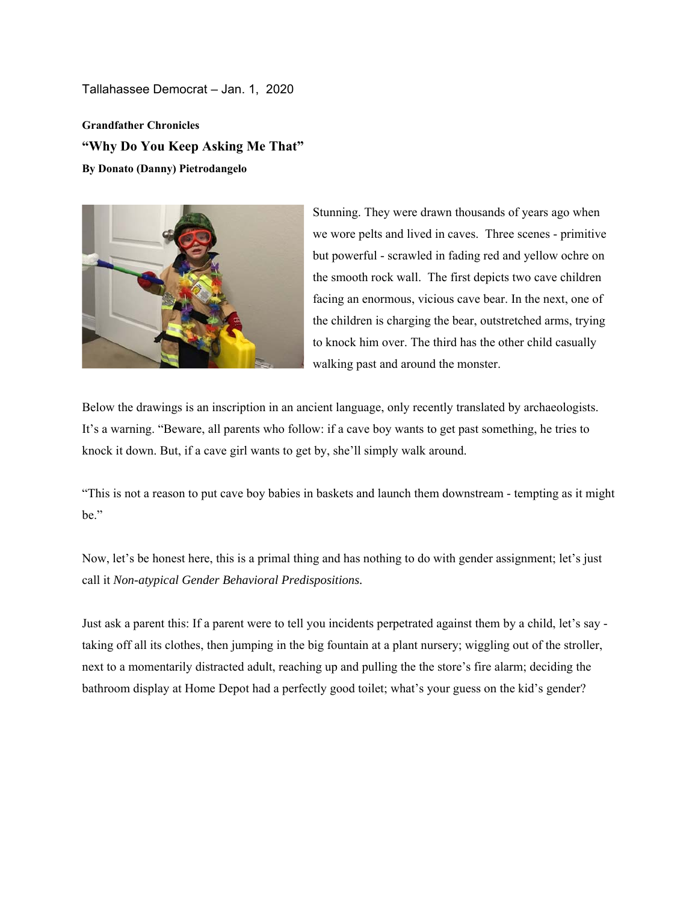Tallahassee Democrat – Jan. 1, 2020

**Grandfather Chronicles**

## "Why Do You Keep Asking Me That"

**By Donato (Danny) Pietrodangelo**

Stunning. They were drawn thousands of years ago when we wore pelts and lived in caves. Three scenes - primitive but powerful - scrawled in fading red and yellow ochre on the smooth rock wall. The first depicts two cave children facing an enormous, vicious cave bear. In the next, one of the children is charging the bear, outstretched arms, trying to knock him over. The third has the other child casually walking past and around the monster.

Below the drawings is an inscription in an ancient language, only recently translated by archaeologists. It's a warning. "Beware, all parents who follow: if a cave boy wants to get past something, he tries to knock it down. But, if a cave girl wants to get by, she'll simply walk around.

"This is not a reason to put cave boy babies in baskets and launch them downstream - tempting as it might be."

Now, let's be honest here, this is a primal thing and has nothing to do with gender assignment; let's just call it *Non-atypical Gender Behavioral Predispositions.*

Just ask a parent this: If a parent were to tell you incidents perpetrated against them by a child, let's say - taking off all its clothes, then jumping in the big fountain at a plant nursery; wiggling out of the stroller, next to a momentarily distracted adult, reaching up and pulling the the store's fire alarm; deciding the bathroom display at Home Depot had a perfectly good toilet; what's your guess on the kid's gender?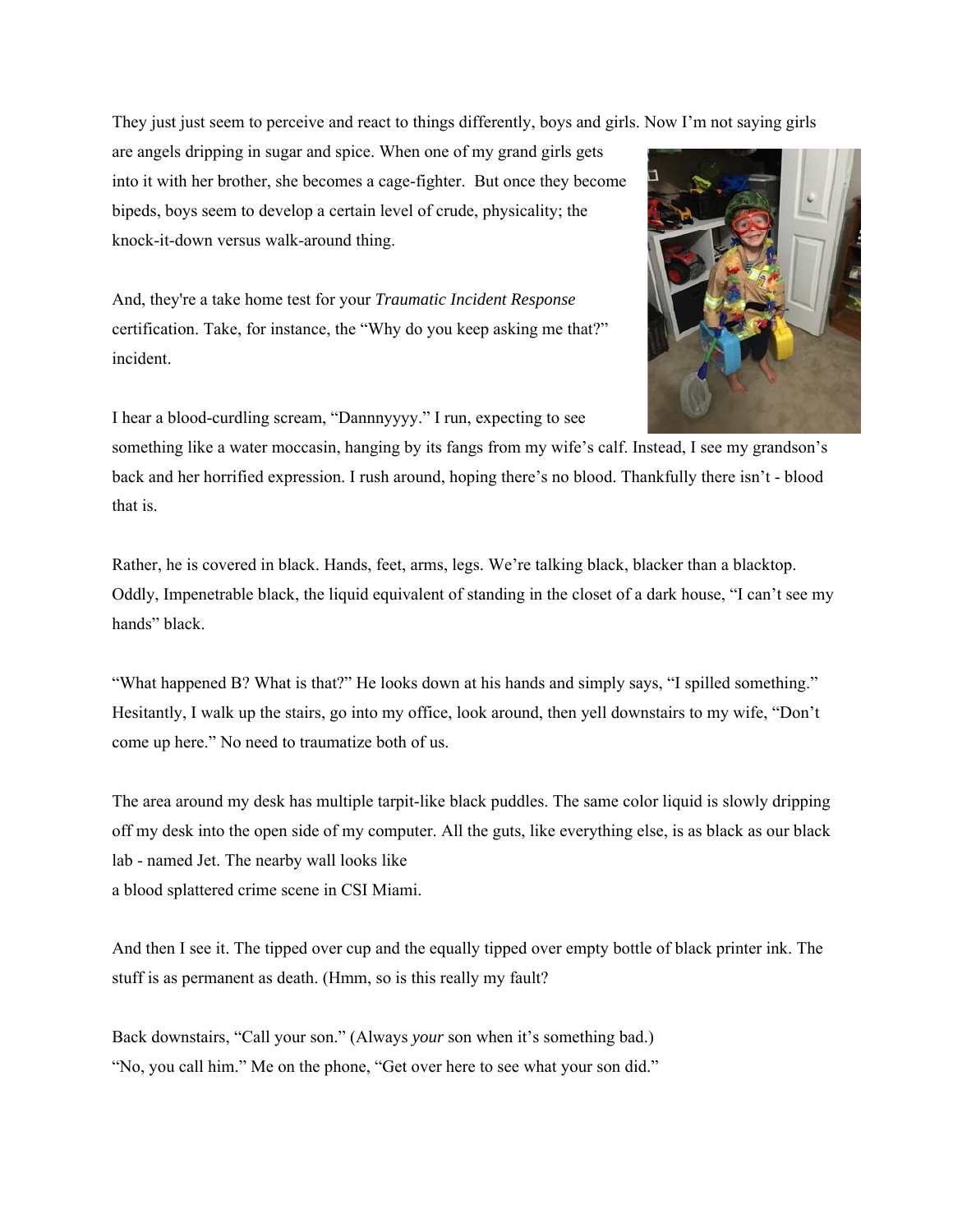They just just seem to perceive and react to things differently, boys and girls. Now I'm not saying girls are angels dripping in sugar and spice. When one of my grand girls gets into it with her brother, she becomes a cage-fighter. But once they become bipeds, boys seem to develop a certain level of crude, physicality; the knock-it-down versus walk-around thing.

And, they're a take home test for your *Traumatic Incident Response* certification. Take, for instance, the "Why do you keep asking me that?" incident.

I hear a blood-curdling scream, "Dannnyyyy." I run, expecting to see something like a water moccasin, hanging by its fangs from my wife's calf. Instead, I see my grandson's back and her horrified expression. I rush around, hoping there's no blood. Thankfully there isn't - blood that is.

Rather, he is covered in black. Hands, feet, arms, legs. We're talking black, blacker than a blacktop. Oddly, Impenetrable black, the liquid equivalent of standing in the closet of a dark house, "I can't see my hands" black.

"What happened B? What is that?" He looks down at his hands and simply says, "I spilled something." Hesitantly, I walk up the stairs, go into my office, look around, then yell downstairs to my wife, "Don't come up here." No need to traumatize both of us.

The area around my desk has multiple tarpit-like black puddles. The same color liquid is slowly dripping off my desk into the open side of my computer. All the guts, like everything else, is as black as our black lab - named Jet. The nearby wall looks like
a blood splattered crime scene in CSI Miami.

And then I see it. The tipped over cup and the equally tipped over empty bottle of black printer ink. The stuff is as permanent as death. (Hmm, so is this really my fault?

Back downstairs, "Call your son." (Always *your* son when it's something bad.)
"No, you call him." Me on the phone, "Get over here to see what your son did."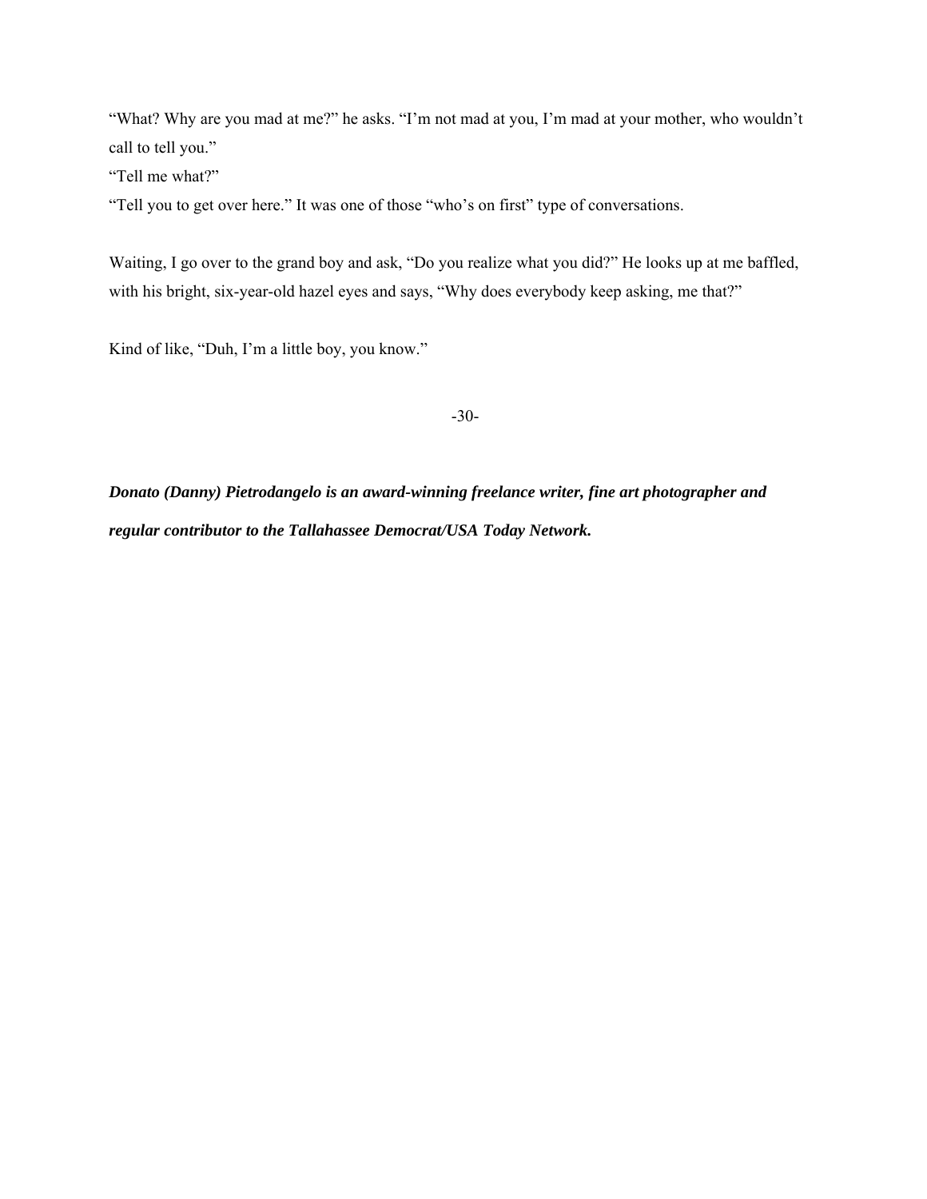"What? Why are you mad at me?" he asks. "I'm not mad at you, I'm mad at your mother, who wouldn't call to tell you."

"Tell me what?"

"Tell you to get over here." It was one of those "who's on first" type of conversations.

Waiting, I go over to the grand boy and ask, "Do you realize what you did?" He looks up at me baffled, with his bright, six-year-old hazel eyes and says, "Why does everybody keep asking, me that?"

Kind of like, "Duh, I'm a little boy, you know."

-30-

***Donato (Danny) Pietrodangelo is an award-winning freelance writer, fine art photographer and regular contributor to the Tallahassee Democrat/USA Today Network.***